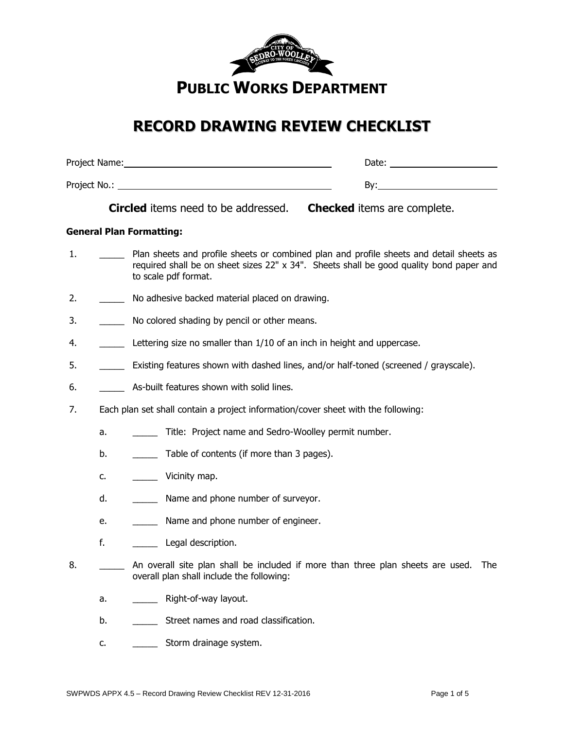# PUBLIC WORKS DEPARTMENT

# RECORD DRAWING REVIEW CHECKLIST

Project Name: ______________________________ Date: ______________

Project No.: ______________________________ By: ______________

**Circled** items need to be addressed. **Checked** items are complete.

**General Plan Formatting:**

1. _____ Plan sheets and profile sheets or combined plan and profile sheets and detail sheets as required shall be on sheet sizes 22" x 34". Sheets shall be good quality bond paper and to scale pdf format.
2. _____ No adhesive backed material placed on drawing.
3. _____ No colored shading by pencil or other means.
4. _____ Lettering size no smaller than 1/10 of an inch in height and uppercase.
5. _____ Existing features shown with dashed lines, and/or half-toned (screened / grayscale).
6. _____ As-built features shown with solid lines.
7. Each plan set shall contain a project information/cover sheet with the following:
   - a. _____ Title: Project name and Sedro-Woolley permit number.
   - b. _____ Table of contents (if more than 3 pages).
   - c. _____ Vicinity map.
   - d. _____ Name and phone number of surveyor.
   - e. _____ Name and phone number of engineer.
   - f. _____ Legal description.
8. _____ An overall site plan shall be included if more than three plan sheets are used. The overall plan shall include the following:
   - a. _____ Right-of-way layout.
   - b. _____ Street names and road classification.
   - c. _____ Storm drainage system.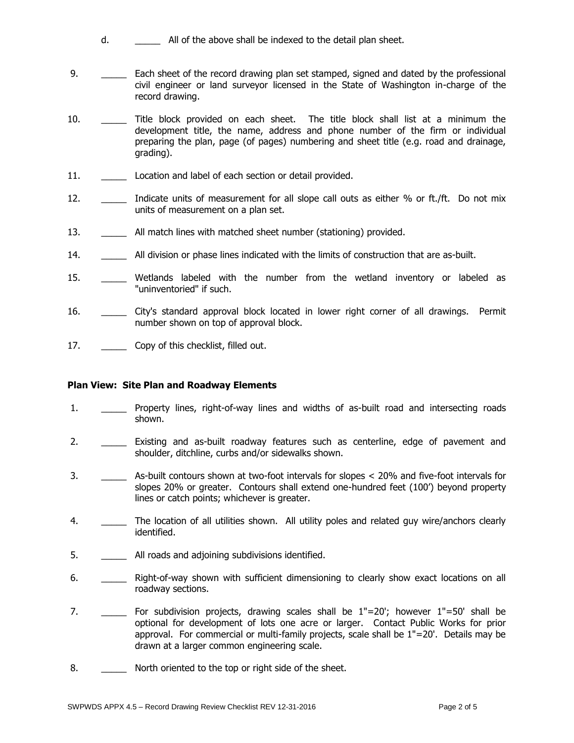d. _____ All of the above shall be indexed to the detail plan sheet.

9. _____ Each sheet of the record drawing plan set stamped, signed and dated by the professional civil engineer or land surveyor licensed in the State of Washington in-charge of the record drawing.

10. _____ Title block provided on each sheet. The title block shall list at a minimum the development title, the name, address and phone number of the firm or individual preparing the plan, page (of pages) numbering and sheet title (e.g. road and drainage, grading).

11. _____ Location and label of each section or detail provided.

12. _____ Indicate units of measurement for all slope call outs as either % or ft./ft. Do not mix units of measurement on a plan set.

13. _____ All match lines with matched sheet number (stationing) provided.

14. _____ All division or phase lines indicated with the limits of construction that are as-built.

15. _____ Wetlands labeled with the number from the wetland inventory or labeled as "uninventoried" if such.

16. _____ City's standard approval block located in lower right corner of all drawings. Permit number shown on top of approval block.

17. _____ Copy of this checklist, filled out.

**Plan View: Site Plan and Roadway Elements**

1. _____ Property lines, right-of-way lines and widths of as-built road and intersecting roads shown.

2. _____ Existing and as-built roadway features such as centerline, edge of pavement and shoulder, ditchline, curbs and/or sidewalks shown.

3. _____ As-built contours shown at two-foot intervals for slopes < 20% and five-foot intervals for slopes 20% or greater. Contours shall extend one-hundred feet (100') beyond property lines or catch points; whichever is greater.

4. _____ The location of all utilities shown. All utility poles and related guy wire/anchors clearly identified.

5. _____ All roads and adjoining subdivisions identified.

6. _____ Right-of-way shown with sufficient dimensioning to clearly show exact locations on all roadway sections.

7. _____ For subdivision projects, drawing scales shall be 1"=20'; however 1"=50' shall be optional for development of lots one acre or larger. Contact Public Works for prior approval. For commercial or multi-family projects, scale shall be 1"=20'. Details may be drawn at a larger common engineering scale.

8. _____ North oriented to the top or right side of the sheet.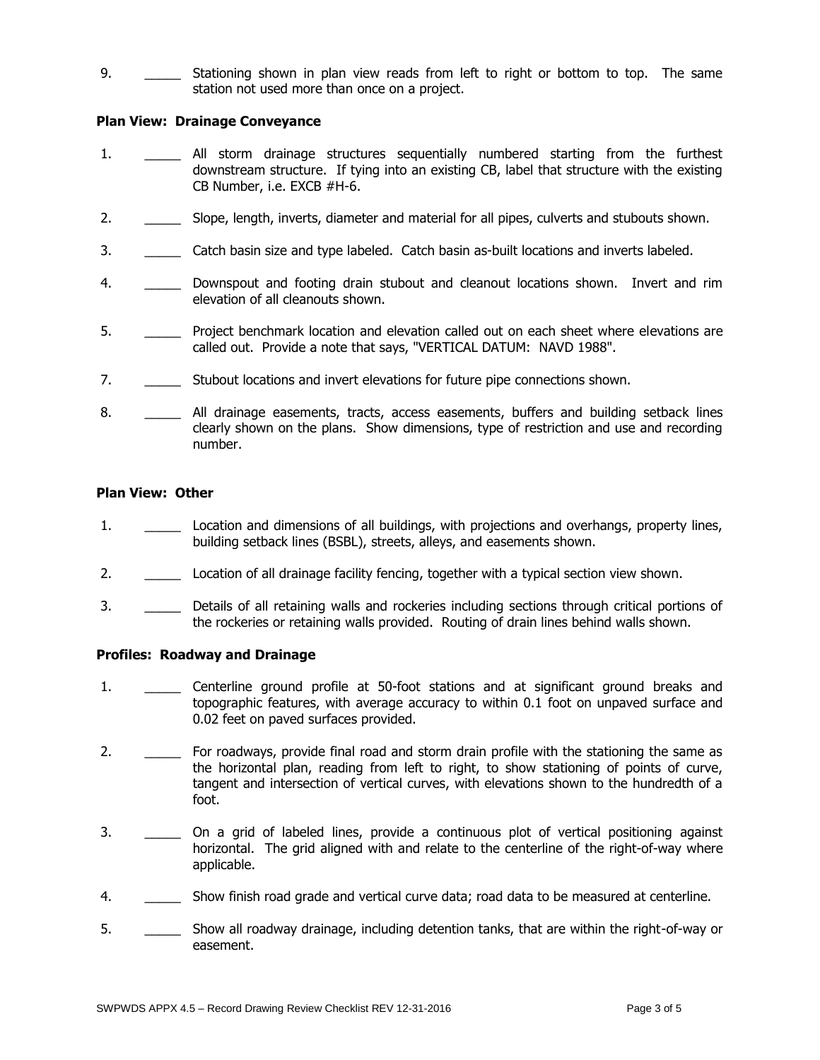9. _____ Stationing shown in plan view reads from left to right or bottom to top. The same station not used more than once on a project.

**Plan View: Drainage Conveyance**

1. _____ All storm drainage structures sequentially numbered starting from the furthest downstream structure. If tying into an existing CB, label that structure with the existing CB Number, i.e. EXCB #H-6.

2. _____ Slope, length, inverts, diameter and material for all pipes, culverts and stubouts shown.

3. _____ Catch basin size and type labeled. Catch basin as-built locations and inverts labeled.

4. _____ Downspout and footing drain stubout and cleanout locations shown. Invert and rim elevation of all cleanouts shown.

5. _____ Project benchmark location and elevation called out on each sheet where elevations are called out. Provide a note that says, "VERTICAL DATUM: NAVD 1988".

7. _____ Stubout locations and invert elevations for future pipe connections shown.

8. _____ All drainage easements, tracts, access easements, buffers and building setback lines clearly shown on the plans. Show dimensions, type of restriction and use and recording number.

**Plan View: Other**

1. _____ Location and dimensions of all buildings, with projections and overhangs, property lines, building setback lines (BSBL), streets, alleys, and easements shown.

2. _____ Location of all drainage facility fencing, together with a typical section view shown.

3. _____ Details of all retaining walls and rockeries including sections through critical portions of the rockeries or retaining walls provided. Routing of drain lines behind walls shown.

**Profiles: Roadway and Drainage**

1. _____ Centerline ground profile at 50-foot stations and at significant ground breaks and topographic features, with average accuracy to within 0.1 foot on unpaved surface and 0.02 feet on paved surfaces provided.

2. _____ For roadways, provide final road and storm drain profile with the stationing the same as the horizontal plan, reading from left to right, to show stationing of points of curve, tangent and intersection of vertical curves, with elevations shown to the hundredth of a foot.

3. _____ On a grid of labeled lines, provide a continuous plot of vertical positioning against horizontal. The grid aligned with and relate to the centerline of the right-of-way where applicable.

4. _____ Show finish road grade and vertical curve data; road data to be measured at centerline.

5. _____ Show all roadway drainage, including detention tanks, that are within the right-of-way or easement.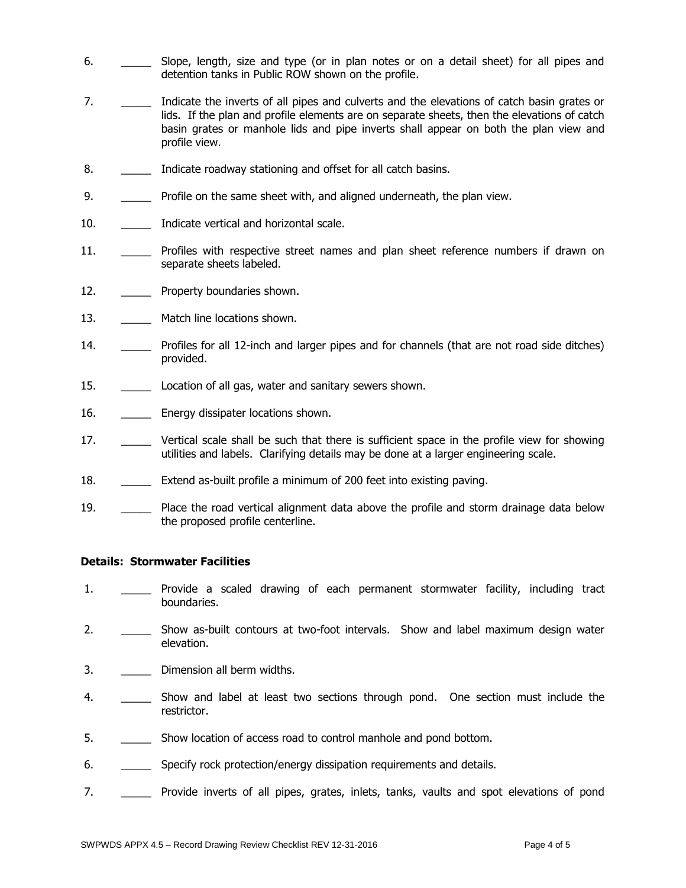6. \_\_\_\_\_ Slope, length, size and type (or in plan notes or on a detail sheet) for all pipes and detention tanks in Public ROW shown on the profile.

7. \_\_\_\_\_ Indicate the inverts of all pipes and culverts and the elevations of catch basin grates or lids. If the plan and profile elements are on separate sheets, then the elevations of catch basin grates or manhole lids and pipe inverts shall appear on both the plan view and profile view.

8. \_\_\_\_\_ Indicate roadway stationing and offset for all catch basins.

9. \_\_\_\_\_ Profile on the same sheet with, and aligned underneath, the plan view.

10. \_\_\_\_\_ Indicate vertical and horizontal scale.

11. \_\_\_\_\_ Profiles with respective street names and plan sheet reference numbers if drawn on separate sheets labeled.

12. \_\_\_\_\_ Property boundaries shown.

13. \_\_\_\_\_ Match line locations shown.

14. \_\_\_\_\_ Profiles for all 12-inch and larger pipes and for channels (that are not road side ditches) provided.

15. \_\_\_\_\_ Location of all gas, water and sanitary sewers shown.

16. \_\_\_\_\_ Energy dissipater locations shown.

17. \_\_\_\_\_ Vertical scale shall be such that there is sufficient space in the profile view for showing utilities and labels. Clarifying details may be done at a larger engineering scale.

18. \_\_\_\_\_ Extend as-built profile a minimum of 200 feet into existing paving.

19. \_\_\_\_\_ Place the road vertical alignment data above the profile and storm drainage data below the proposed profile centerline.

**Details: Stormwater Facilities**

1. \_\_\_\_\_ Provide a scaled drawing of each permanent stormwater facility, including tract boundaries.

2. \_\_\_\_\_ Show as-built contours at two-foot intervals. Show and label maximum design water elevation.

3. \_\_\_\_\_ Dimension all berm widths.

4. \_\_\_\_\_ Show and label at least two sections through pond. One section must include the restrictor.

5. \_\_\_\_\_ Show location of access road to control manhole and pond bottom.

6. \_\_\_\_\_ Specify rock protection/energy dissipation requirements and details.

7. \_\_\_\_\_ Provide inverts of all pipes, grates, inlets, tanks, vaults and spot elevations of pond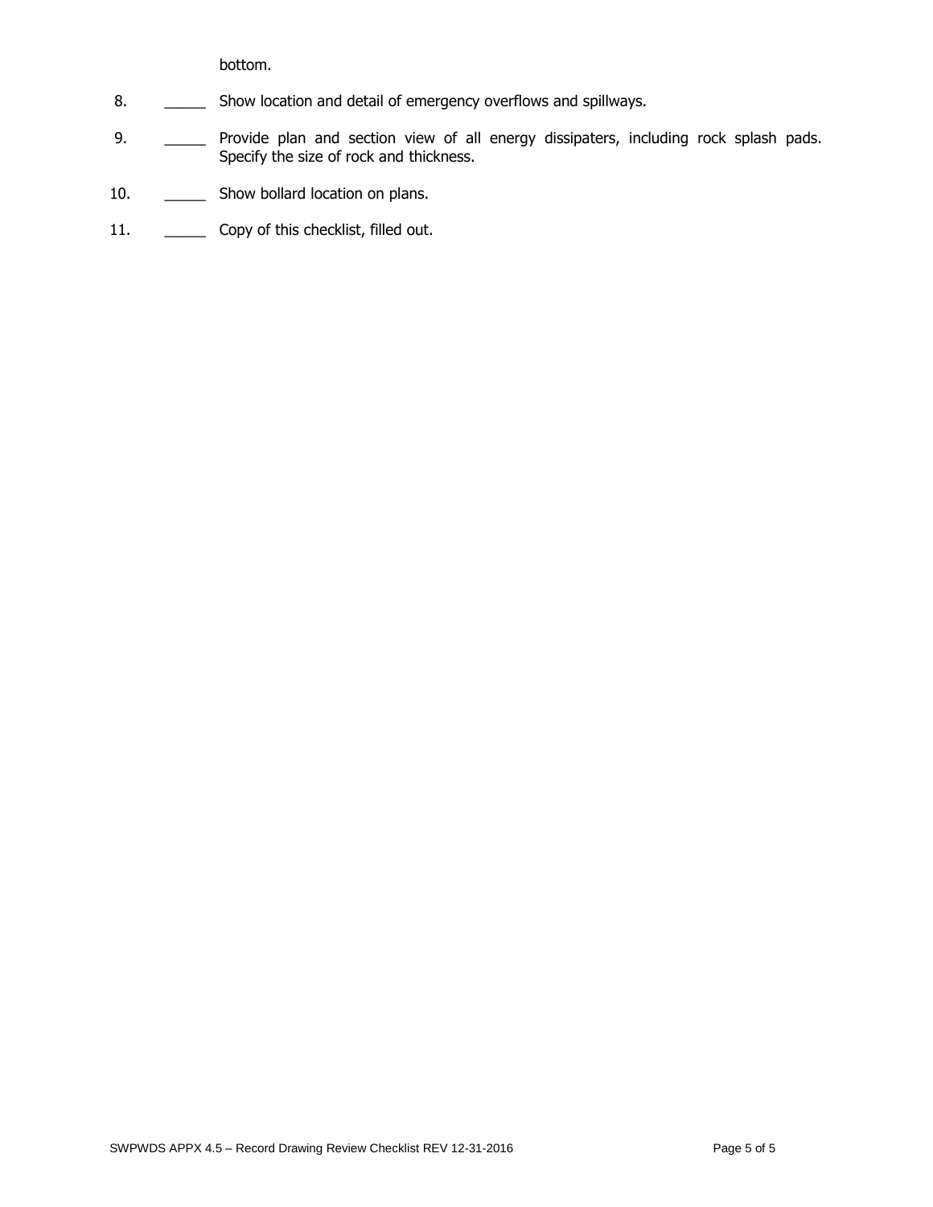bottom.

8. _____ Show location and detail of emergency overflows and spillways.

9. _____ Provide plan and section view of all energy dissipaters, including rock splash pads. Specify the size of rock and thickness.

10. _____ Show bollard location on plans.

11. _____ Copy of this checklist, filled out.